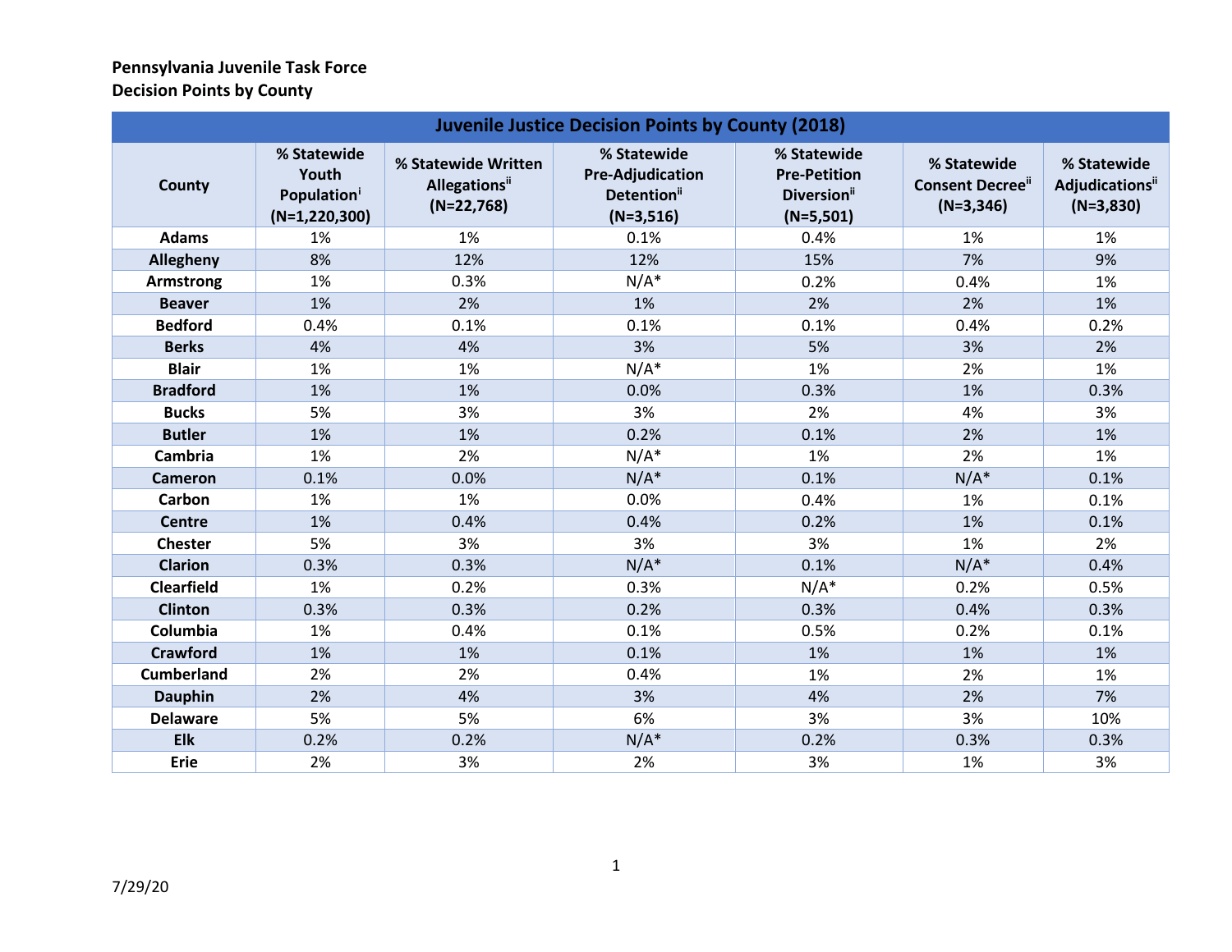**Pennsylvania Juvenile Task Force**
**Decision Points by County**

| Juvenile Justice Decision Points by County (2018) | | | | | | |
|---|---|---|---|---|---|---|
| County | % Statewide Youth Population[i] (N=1,220,300) | % Statewide Written Allegations[ii] (N=22,768) | % Statewide Pre-Adjudication Detention[ii] (N=3,516) | % Statewide Pre-Petition Diversion[ii] (N=5,501) | % Statewide Consent Decree[ii] (N=3,346) | % Statewide Adjudications[ii] (N=3,830) |
| Adams | 1% | 1% | 0.1% | 0.4% | 1% | 1% |
| Allegheny | 8% | 12% | 12% | 15% | 7% | 9% |
| Armstrong | 1% | 0.3% | N/A* | 0.2% | 0.4% | 1% |
| Beaver | 1% | 2% | 1% | 2% | 2% | 1% |
| Bedford | 0.4% | 0.1% | 0.1% | 0.1% | 0.4% | 0.2% |
| Berks | 4% | 4% | 3% | 5% | 3% | 2% |
| Blair | 1% | 1% | N/A* | 1% | 2% | 1% |
| Bradford | 1% | 1% | 0.0% | 0.3% | 1% | 0.3% |
| Bucks | 5% | 3% | 3% | 2% | 4% | 3% |
| Butler | 1% | 1% | 0.2% | 0.1% | 2% | 1% |
| Cambria | 1% | 2% | N/A* | 1% | 2% | 1% |
| Cameron | 0.1% | 0.0% | N/A* | 0.1% | N/A* | 0.1% |
| Carbon | 1% | 1% | 0.0% | 0.4% | 1% | 0.1% |
| Centre | 1% | 0.4% | 0.4% | 0.2% | 1% | 0.1% |
| Chester | 5% | 3% | 3% | 3% | 1% | 2% |
| Clarion | 0.3% | 0.3% | N/A* | 0.1% | N/A* | 0.4% |
| Clearfield | 1% | 0.2% | 0.3% | N/A* | 0.2% | 0.5% |
| Clinton | 0.3% | 0.3% | 0.2% | 0.3% | 0.4% | 0.3% |
| Columbia | 1% | 0.4% | 0.1% | 0.5% | 0.2% | 0.1% |
| Crawford | 1% | 1% | 0.1% | 1% | 1% | 1% |
| Cumberland | 2% | 2% | 0.4% | 1% | 2% | 1% |
| Dauphin | 2% | 4% | 3% | 4% | 2% | 7% |
| Delaware | 5% | 5% | 6% | 3% | 3% | 10% |
| Elk | 0.2% | 0.2% | N/A* | 0.2% | 0.3% | 0.3% |
| Erie | 2% | 3% | 2% | 3% | 1% | 3% |

7/29/20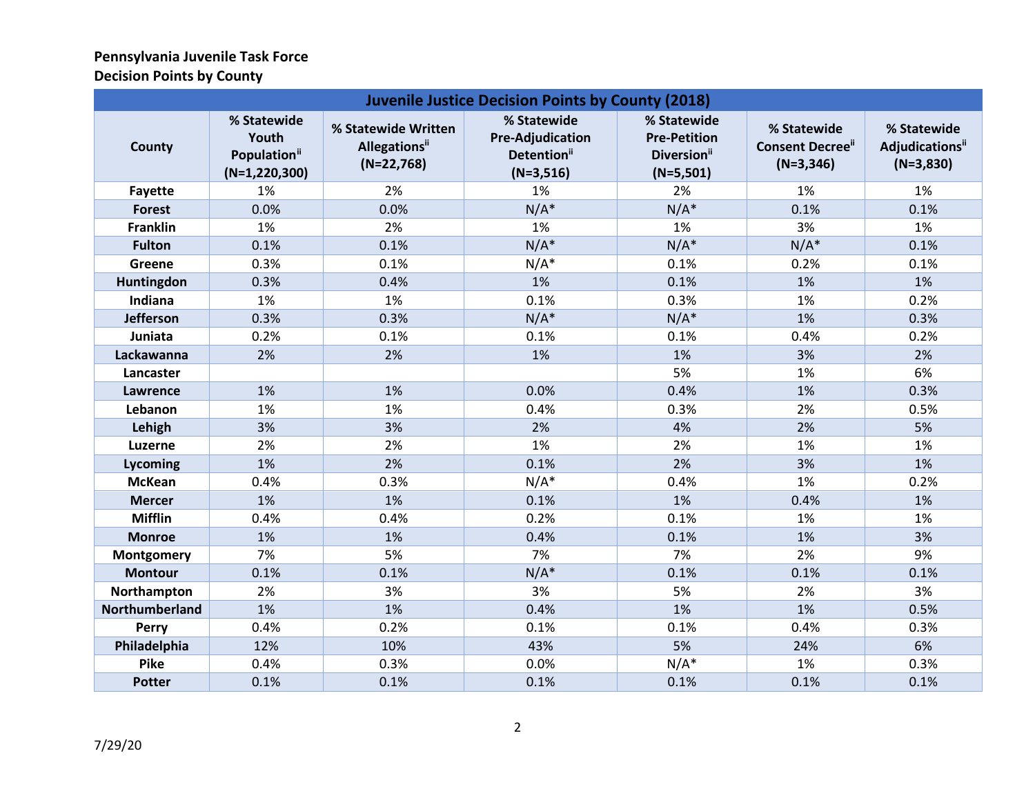**Pennsylvania Juvenile Task Force**
**Decision Points by County**

| Juvenile Justice Decision Points by County (2018) | | | | | | |
|---|---|---|---|---|---|---|
| County | % Statewide Youth Population[ii] (N=1,220,300) | % Statewide Written Allegations[ii] (N=22,768) | % Statewide Pre-Adjudication Detention[ii] (N=3,516) | % Statewide Pre-Petition Diversion[ii] (N=5,501) | % Statewide Consent Decree[ii] (N=3,346) | % Statewide Adjudications[ii] (N=3,830) |
| Fayette | 1% | 2% | 1% | 2% | 1% | 1% |
| Forest | 0.0% | 0.0% | N/A* | N/A* | 0.1% | 0.1% |
| Franklin | 1% | 2% | 1% | 1% | 3% | 1% |
| Fulton | 0.1% | 0.1% | N/A* | N/A* | N/A* | 0.1% |
| Greene | 0.3% | 0.1% | N/A* | 0.1% | 0.2% | 0.1% |
| Huntingdon | 0.3% | 0.4% | 1% | 0.1% | 1% | 1% |
| Indiana | 1% | 1% | 0.1% | 0.3% | 1% | 0.2% |
| Jefferson | 0.3% | 0.3% | N/A* | N/A* | 1% | 0.3% |
| Juniata | 0.2% | 0.1% | 0.1% | 0.1% | 0.4% | 0.2% |
| Lackawanna | 2% | 2% | 1% | 1% | 3% | 2% |
| Lancaster | | | | 5% | 1% | 6% |
| Lawrence | 1% | 1% | 0.0% | 0.4% | 1% | 0.3% |
| Lebanon | 1% | 1% | 0.4% | 0.3% | 2% | 0.5% |
| Lehigh | 3% | 3% | 2% | 4% | 2% | 5% |
| Luzerne | 2% | 2% | 1% | 2% | 1% | 1% |
| Lycoming | 1% | 2% | 0.1% | 2% | 3% | 1% |
| McKean | 0.4% | 0.3% | N/A* | 0.4% | 1% | 0.2% |
| Mercer | 1% | 1% | 0.1% | 1% | 0.4% | 1% |
| Mifflin | 0.4% | 0.4% | 0.2% | 0.1% | 1% | 1% |
| Monroe | 1% | 1% | 0.4% | 0.1% | 1% | 3% |
| Montgomery | 7% | 5% | 7% | 7% | 2% | 9% |
| Montour | 0.1% | 0.1% | N/A* | 0.1% | 0.1% | 0.1% |
| Northampton | 2% | 3% | 3% | 5% | 2% | 3% |
| Northumberland | 1% | 1% | 0.4% | 1% | 1% | 0.5% |
| Perry | 0.4% | 0.2% | 0.1% | 0.1% | 0.4% | 0.3% |
| Philadelphia | 12% | 10% | 43% | 5% | 24% | 6% |
| Pike | 0.4% | 0.3% | 0.0% | N/A* | 1% | 0.3% |
| Potter | 0.1% | 0.1% | 0.1% | 0.1% | 0.1% | 0.1% |

7/29/20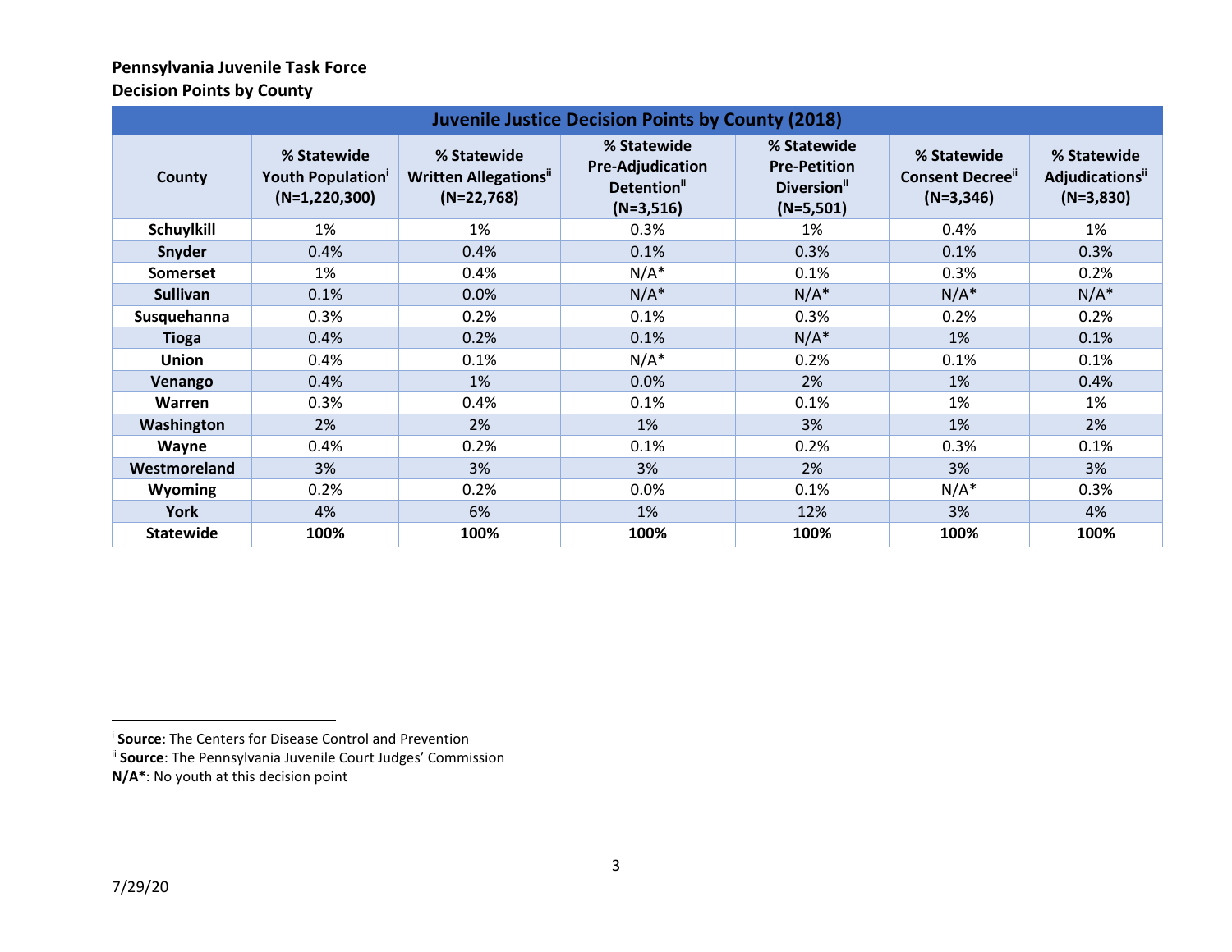**Pennsylvania Juvenile Task Force**
**Decision Points by County**

| Juvenile Justice Decision Points by County (2018) | | | | | | |
|---|---|---|---|---|---|---|
| County | % Statewide Youth Population[i] (N=1,220,300) | % Statewide Written Allegations[ii] (N=22,768) | % Statewide Pre-Adjudication Detention[ii] (N=3,516) | % Statewide Pre-Petition Diversion[ii] (N=5,501) | % Statewide Consent Decree[ii] (N=3,346) | % Statewide Adjudications[ii] (N=3,830) |
| **Schuylkill** | 1% | 1% | 0.3% | 1% | 0.4% | 1% |
| **Snyder** | 0.4% | 0.4% | 0.1% | 0.3% | 0.1% | 0.3% |
| **Somerset** | 1% | 0.4% | N/A* | 0.1% | 0.3% | 0.2% |
| **Sullivan** | 0.1% | 0.0% | N/A* | N/A* | N/A* | N/A* |
| **Susquehanna** | 0.3% | 0.2% | 0.1% | 0.3% | 0.2% | 0.2% |
| **Tioga** | 0.4% | 0.2% | 0.1% | N/A* | 1% | 0.1% |
| **Union** | 0.4% | 0.1% | N/A* | 0.2% | 0.1% | 0.1% |
| **Venango** | 0.4% | 1% | 0.0% | 2% | 1% | 0.4% |
| **Warren** | 0.3% | 0.4% | 0.1% | 0.1% | 1% | 1% |
| **Washington** | 2% | 2% | 1% | 3% | 1% | 2% |
| **Wayne** | 0.4% | 0.2% | 0.1% | 0.2% | 0.3% | 0.1% |
| **Westmoreland** | 3% | 3% | 3% | 2% | 3% | 3% |
| **Wyoming** | 0.2% | 0.2% | 0.0% | 0.1% | N/A* | 0.3% |
| **York** | 4% | 6% | 1% | 12% | 3% | 4% |
| **Statewide** | **100%** | **100%** | **100%** | **100%** | **100%** | **100%** |

[i] **Source**: The Centers for Disease Control and Prevention
[ii] **Source**: The Pennsylvania Juvenile Court Judges' Commission
**N/A***: No youth at this decision point

7/29/20